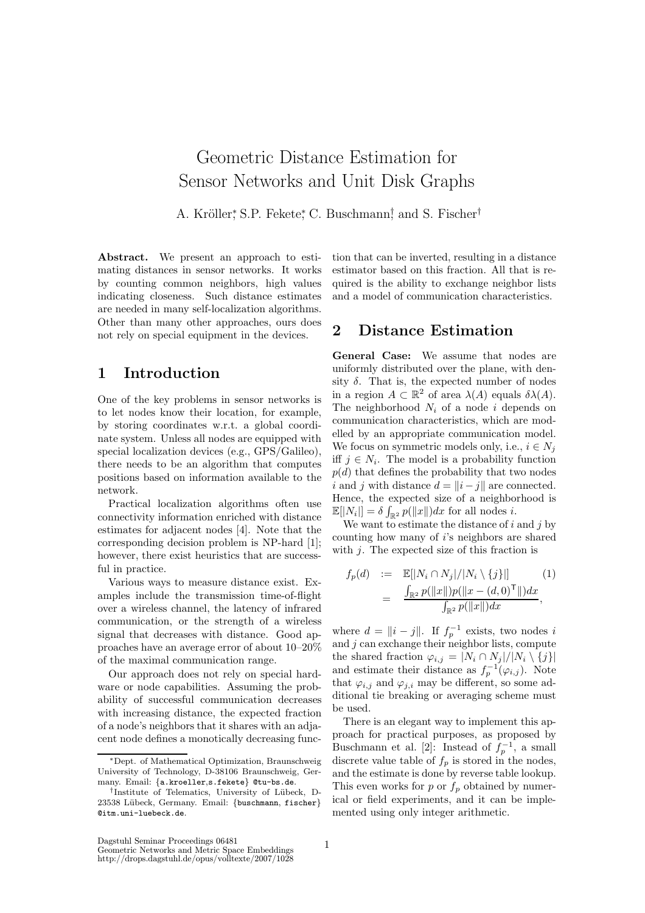# Geometric Distance Estimation for Sensor Networks and Unit Disk Graphs

A. Kröller[*], S.P. Fekete[*], C. Buschmann[†] and S. Fischer[†]

**Abstract.** We present an approach to estimating distances in sensor networks. It works by counting common neighbors, high values indicating closeness. Such distance estimates are needed in many self-localization algorithms. Other than many other approaches, ours does not rely on special equipment in the devices.

## 1 Introduction

One of the key problems in sensor networks is to let nodes know their location, for example, by storing coordinates w.r.t. a global coordinate system. Unless all nodes are equipped with special localization devices (e.g., GPS/Galileo), there needs to be an algorithm that computes positions based on information available to the network.

Practical localization algorithms often use connectivity information enriched with distance estimates for adjacent nodes [4]. Note that the corresponding decision problem is NP-hard [1]; however, there exist heuristics that are successful in practice.

Various ways to measure distance exist. Examples include the transmission time-of-flight over a wireless channel, the latency of infrared communication, or the strength of a wireless signal that decreases with distance. Good approaches have an average error of about 10–20% of the maximal communication range.

Our approach does not rely on special hardware or node capabilities. Assuming the probability of successful communication decreases with increasing distance, the expected fraction of a node's neighbors that it shares with an adjacent node defines a monotically decreasing function that can be inverted, resulting in a distance estimator based on this fraction. All that is required is the ability to exchange neighbor lists and a model of communication characteristics.

## 2 Distance Estimation

**General Case:** We assume that nodes are uniformly distributed over the plane, with density $\delta$. That is, the expected number of nodes in a region $A \subset \mathbb{R}^2$ of area $\lambda(A)$ equals $\delta\lambda(A)$. The neighborhood $N_i$ of a node $i$ depends on communication characteristics, which are modelled by an appropriate communication model. We focus on symmetric models only, i.e., $i \in N_j$ iff $j \in N_i$. The model is a probability function $p(d)$ that defines the probability that two nodes $i$ and $j$ with distance $d = \|i - j\|$ are connected. Hence, the expected size of a neighborhood is $\mathbb{E}[|N_i|] = \delta \int_{\mathbb{R}^2} p(\|x\|)dx$ for all nodes $i$.

We want to estimate the distance of $i$ and $j$ by counting how many of $i$'s neighbors are shared with $j$. The expected size of this fraction is

$$
\begin{aligned}
f_p(d) &:= \mathbb{E}[|N_i \cap N_j|/|N_i \setminus \{j\}|] \qquad (1)\\
&= \frac{\int_{\mathbb{R}^2} p(\|x\|)p(\|x - (d, 0)^\mathsf{T}\|)dx}{\int_{\mathbb{R}^2} p(\|x\|)dx},
\end{aligned}
$$

where $d = \|i - j\|$. If $f_p^{-1}$ exists, two nodes $i$ and $j$ can exchange their neighbor lists, compute the shared fraction $\varphi_{i,j} = |N_i \cap N_j|/|N_i \setminus \{j\}|$ and estimate their distance as $f_p^{-1}(\varphi_{i,j})$. Note that $\varphi_{i,j}$ and $\varphi_{j,i}$ may be different, so some additional tie breaking or averaging scheme must be used.

There is an elegant way to implement this approach for practical purposes, as proposed by Buschmann et al. [2]: Instead of $f_p^{-1}$, a small discrete value table of $f_p$ is stored in the nodes, and the estimate is done by reverse table lookup. This even works for $p$ or $f_p$ obtained by numerical or field experiments, and it can be implemented using only integer arithmetic.

---

[*] Dept. of Mathematical Optimization, Braunschweig University of Technology, D-38106 Braunschweig, Germany. Email: {a.kroeller,s.fekete} @tu-bs.de.

[†] Institute of Telematics, University of Lübeck, D-23538 Lübeck, Germany. Email: {buschmann, fischer} @itm.uni-luebeck.de.

Dagstuhl Seminar Proceedings 06481
Geometric Networks and Metric Space Embeddings
http://drops.dagstuhl.de/opus/volltexte/2007/1028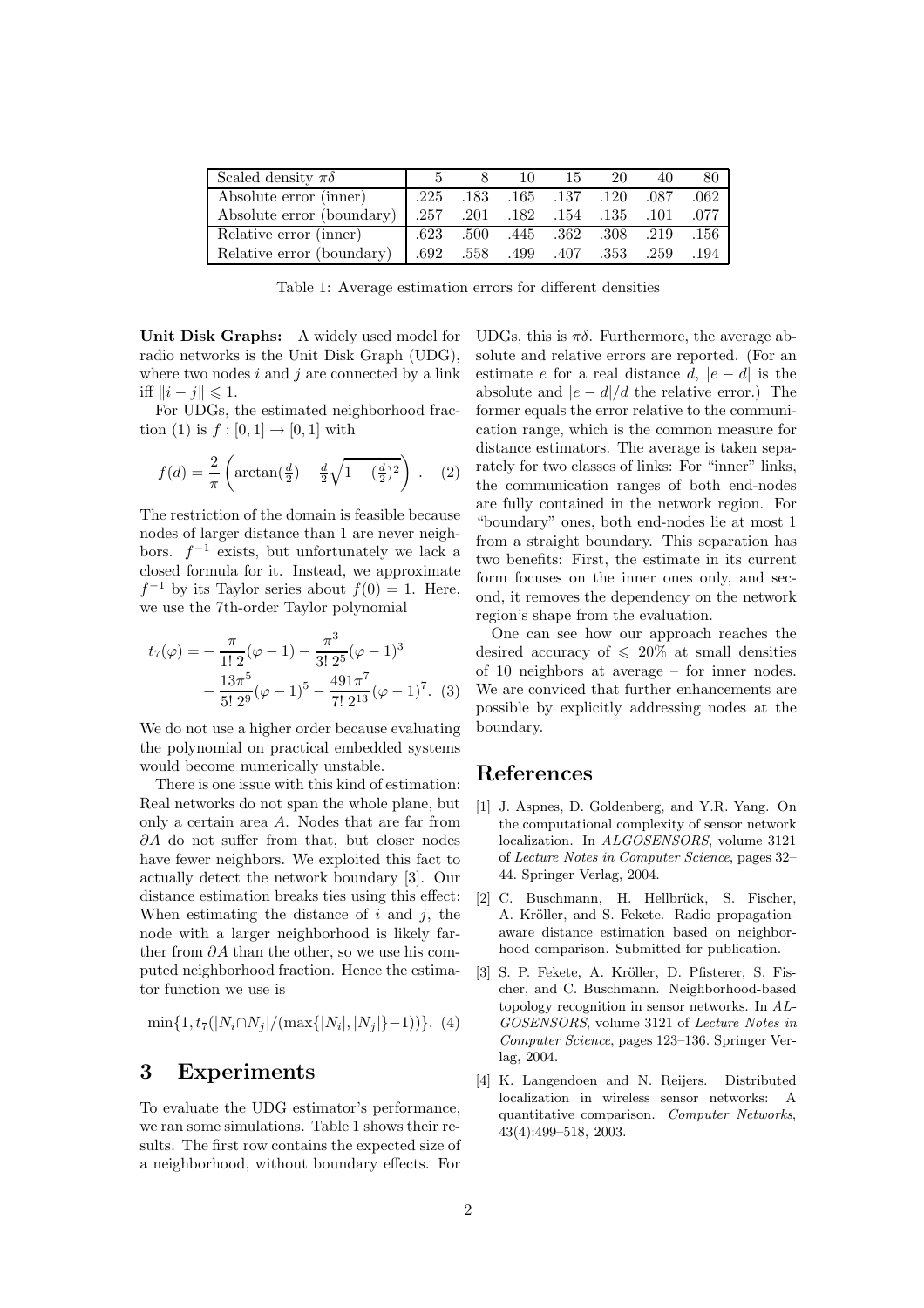| Scaled density $\pi\delta$ | 5 | 8 | 10 | 15 | 20 | 40 | 80 |
|---|---|---|---|---|---|---|---|
| Absolute error (inner) | .225 | .183 | .165 | .137 | .120 | .087 | .062 |
| Absolute error (boundary) | .257 | .201 | .182 | .154 | .135 | .101 | .077 |
| Relative error (inner) | .623 | .500 | .445 | .362 | .308 | .219 | .156 |
| Relative error (boundary) | .692 | .558 | .499 | .407 | .353 | .259 | .194 |

Table 1: Average estimation errors for different densities

**Unit Disk Graphs:** A widely used model for radio networks is the Unit Disk Graph (UDG), where two nodes $i$ and $j$ are connected by a link iff $\|i-j\| \leqslant 1$.

For UDGs, the estimated neighborhood fraction (1) is $f : [0,1] \to [0,1]$ with

$$f(d) = \frac{2}{\pi}\left(\arctan(\tfrac{d}{2}) - \tfrac{d}{2}\sqrt{1-(\tfrac{d}{2})^2}\right) . \quad (2)$$

The restriction of the domain is feasible because nodes of larger distance than 1 are never neighbors. $f^{-1}$ exists, but unfortunately we lack a closed formula for it. Instead, we approximate $f^{-1}$ by its Taylor series about $f(0) = 1$. Here, we use the 7th-order Taylor polynomial

$$t_7(\varphi) = -\frac{\pi}{1!\,2}(\varphi-1) - \frac{\pi^3}{3!\,2^5}(\varphi-1)^3 - \frac{13\pi^5}{5!\,2^9}(\varphi-1)^5 - \frac{491\pi^7}{7!\,2^{13}}(\varphi-1)^7. \quad (3)$$

We do not use a higher order because evaluating the polynomial on practical embedded systems would become numerically unstable.

There is one issue with this kind of estimation: Real networks do not span the whole plane, but only a certain area $A$. Nodes that are far from $\partial A$ do not suffer from that, but closer nodes have fewer neighbors. We exploited this fact to actually detect the network boundary [3]. Our distance estimation breaks ties using this effect: When estimating the distance of $i$ and $j$, the node with a larger neighborhood is likely farther from $\partial A$ than the other, so we use his computed neighborhood fraction. Hence the estimator function we use is

$$\min\{1, t_7(|N_i \cap N_j|/(\max\{|N_i|, |N_j|\}-1))\}. \quad (4)$$

## 3 Experiments

To evaluate the UDG estimator's performance, we ran some simulations. Table 1 shows their results. The first row contains the expected size of a neighborhood, without boundary effects. For UDGs, this is $\pi\delta$. Furthermore, the average absolute and relative errors are reported. (For an estimate $e$ for a real distance $d$, $|e-d|$ is the absolute and $|e-d|/d$ the relative error.) The former equals the error relative to the communication range, which is the common measure for distance estimators. The average is taken separately for two classes of links: For "inner" links, the communication ranges of both end-nodes are fully contained in the network region. For "boundary" ones, both end-nodes lie at most 1 from a straight boundary. This separation has two benefits: First, the estimate in its current form focuses on the inner ones only, and second, it removes the dependency on the network region's shape from the evaluation.

One can see how our approach reaches the desired accuracy of $\leqslant 20\%$ at small densities of 10 neighbors at average – for inner nodes. We are conviced that further enhancements are possible by explicitly addressing nodes at the boundary.

## References

[1] J. Aspnes, D. Goldenberg, and Y.R. Yang. On the computational complexity of sensor network localization. In *ALGOSENSORS*, volume 3121 of *Lecture Notes in Computer Science*, pages 32–44. Springer Verlag, 2004.

[2] C. Buschmann, H. Hellbrück, S. Fischer, A. Kröller, and S. Fekete. Radio propagation-aware distance estimation based on neighborhood comparison. Submitted for publication.

[3] S. P. Fekete, A. Kröller, D. Pfisterer, S. Fischer, and C. Buschmann. Neighborhood-based topology recognition in sensor networks. In *ALGOSENSORS*, volume 3121 of *Lecture Notes in Computer Science*, pages 123–136. Springer Verlag, 2004.

[4] K. Langendoen and N. Reijers. Distributed localization in wireless sensor networks: A quantitative comparison. *Computer Networks*, 43(4):499–518, 2003.